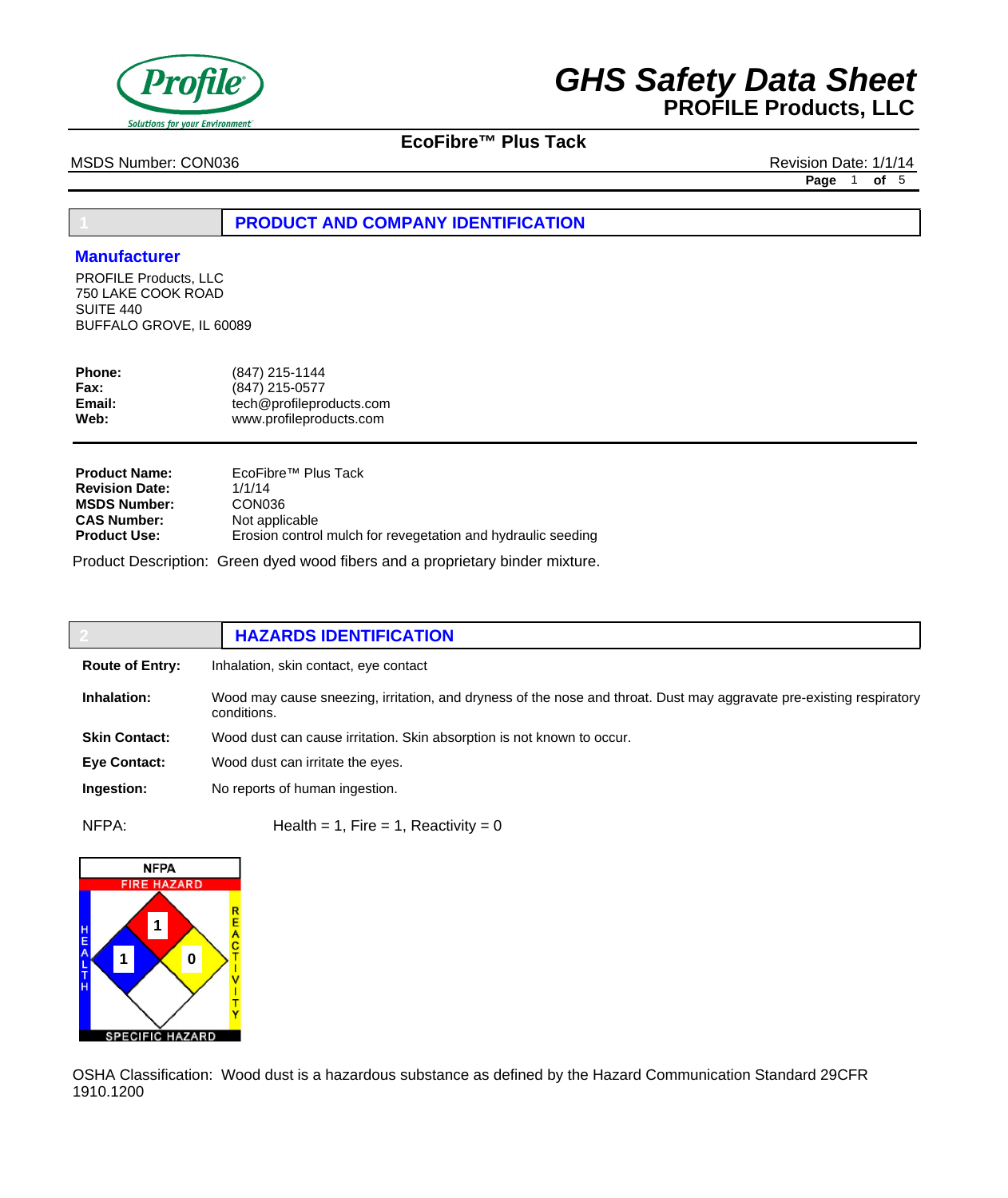# GHS Safety Data Sheet
## PROFILE Products, LLC

**EcoFibre™ Plus Tack**

MSDS Number: CON036

Revision Date: 1/1/14

## 1 PRODUCT AND COMPANY IDENTIFICATION

### Manufacturer

PROFILE Products, LLC
750 LAKE COOK ROAD
SUITE 440
BUFFALO GROVE, IL 60089

| | |
|---|---|
| **Phone:** | (847) 215-1144 |
| **Fax:** | (847) 215-0577 |
| **Email:** | tech@profileproducts.com |
| **Web:** | www.profileproducts.com |

| | |
|---|---|
| **Product Name:** | EcoFibre™ Plus Tack |
| **Revision Date:** | 1/1/14 |
| **MSDS Number:** | CON036 |
| **CAS Number:** | Not applicable |
| **Product Use:** | Erosion control mulch for revegetation and hydraulic seeding |

Product Description: Green dyed wood fibers and a proprietary binder mixture.

## 2 HAZARDS IDENTIFICATION

| | |
|---|---|
| **Route of Entry:** | Inhalation, skin contact, eye contact |
| **Inhalation:** | Wood may cause sneezing, irritation, and dryness of the nose and throat. Dust may aggravate pre-existing respiratory conditions. |
| **Skin Contact:** | Wood dust can cause irritation. Skin absorption is not known to occur. |
| **Eye Contact:** | Wood dust can irritate the eyes. |
| **Ingestion:** | No reports of human ingestion. |

NFPA: Health = 1, Fire = 1, Reactivity = 0

NFPA
FIRE HAZARD: 1
HEALTH: 1
REACTIVITY: 0
SPECIFIC HAZARD

OSHA Classification: Wood dust is a hazardous substance as defined by the Hazard Communication Standard 29CFR 1910.1200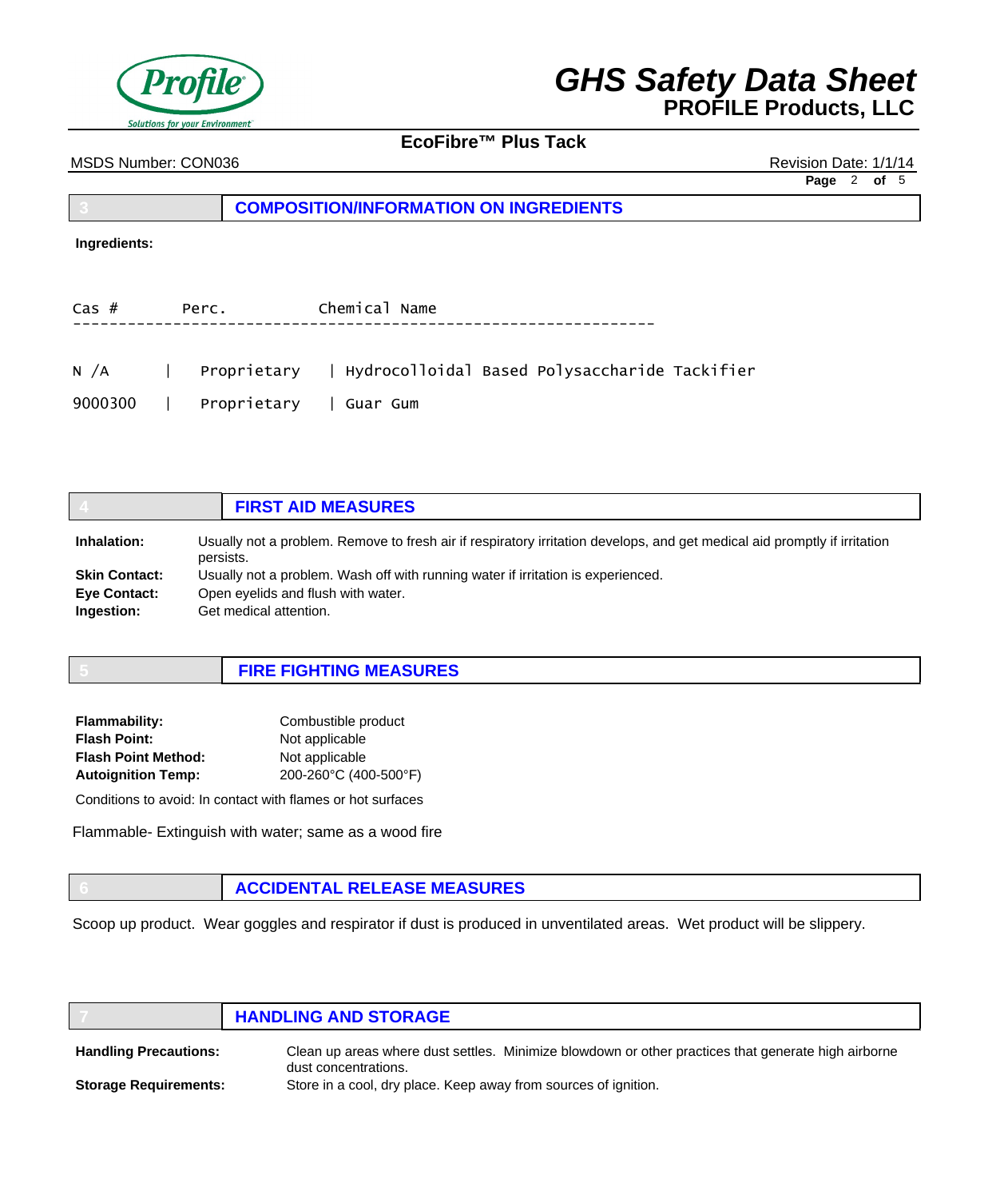## 3 COMPOSITION/INFORMATION ON INGREDIENTS

**Ingredients:**

| Cas # | Perc. | Chemical Name |
|---|---|---|
| N /A | Proprietary | Hydrocolloidal Based Polysaccharide Tackifier |
| 9000300 | Proprietary | Guar Gum |

## 4 FIRST AID MEASURES

**Inhalation:** Usually not a problem. Remove to fresh air if respiratory irritation develops, and get medical aid promptly if irritation persists.

**Skin Contact:** Usually not a problem. Wash off with running water if irritation is experienced.

**Eye Contact:** Open eyelids and flush with water.

**Ingestion:** Get medical attention.

## 5 FIRE FIGHTING MEASURES

**Flammability:** Combustible product

**Flash Point:** Not applicable

**Flash Point Method:** Not applicable

**Autoignition Temp:** 200-260°C (400-500°F)

Conditions to avoid: In contact with flames or hot surfaces

Flammable- Extinguish with water; same as a wood fire

## 6 ACCIDENTAL RELEASE MEASURES

Scoop up product. Wear goggles and respirator if dust is produced in unventilated areas. Wet product will be slippery.

## 7 HANDLING AND STORAGE

**Handling Precautions:** Clean up areas where dust settles. Minimize blowdown or other practices that generate high airborne dust concentrations.

**Storage Requirements:** Store in a cool, dry place. Keep away from sources of ignition.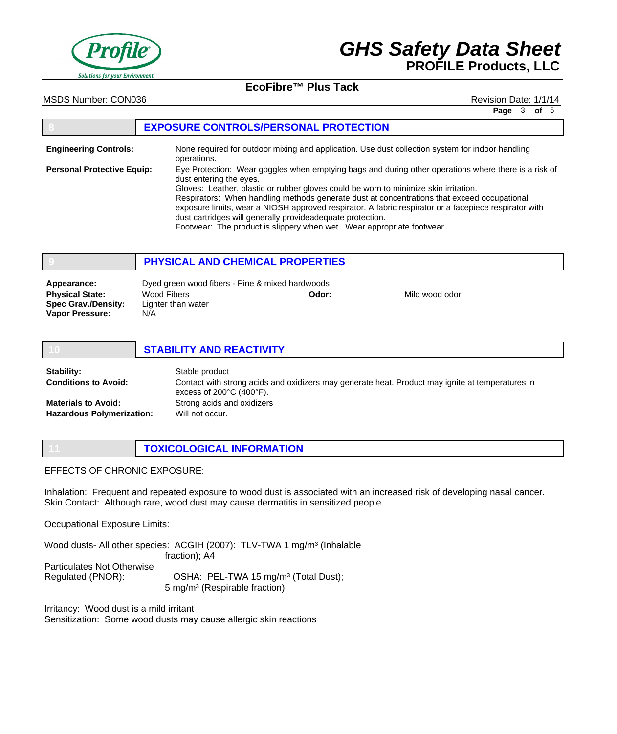## 8 EXPOSURE CONTROLS/PERSONAL PROTECTION

**Engineering Controls:** None required for outdoor mixing and application. Use dust collection system for indoor handling operations.

**Personal Protective Equip:** Eye Protection: Wear goggles when emptying bags and during other operations where there is a risk of dust entering the eyes.
Gloves: Leather, plastic or rubber gloves could be worn to minimize skin irritation.
Respirators: When handling methods generate dust at concentrations that exceed occupational exposure limits, wear a NIOSH approved respirator. A fabric respirator or a facepiece respirator with dust cartridges will generally provideadequate protection.
Footwear: The product is slippery when wet. Wear appropriate footwear.

## 9 PHYSICAL AND CHEMICAL PROPERTIES

**Appearance:** Dyed green wood fibers - Pine & mixed hardwoods
**Physical State:** Wood Fibers
**Odor:** Mild wood odor
**Spec Grav./Density:** Lighter than water
**Vapor Pressure:** N/A

## 10 STABILITY AND REACTIVITY

**Stability:** Stable product
**Conditions to Avoid:** Contact with strong acids and oxidizers may generate heat. Product may ignite at temperatures in excess of 200°C (400°F).
**Materials to Avoid:** Strong acids and oxidizers
**Hazardous Polymerization:** Will not occur.

## 11 TOXICOLOGICAL INFORMATION

EFFECTS OF CHRONIC EXPOSURE:

Inhalation: Frequent and repeated exposure to wood dust is associated with an increased risk of developing nasal cancer.
Skin Contact: Although rare, wood dust may cause dermatitis in sensitized people.

Occupational Exposure Limits:

Wood dusts- All other species: ACGIH (2007): TLV-TWA 1 mg/m³ (Inhalable fraction); A4

Particulates Not Otherwise Regulated (PNOR): OSHA: PEL-TWA 15 mg/m³ (Total Dust); 5 mg/m³ (Respirable fraction)

Irritancy: Wood dust is a mild irritant
Sensitization: Some wood dusts may cause allergic skin reactions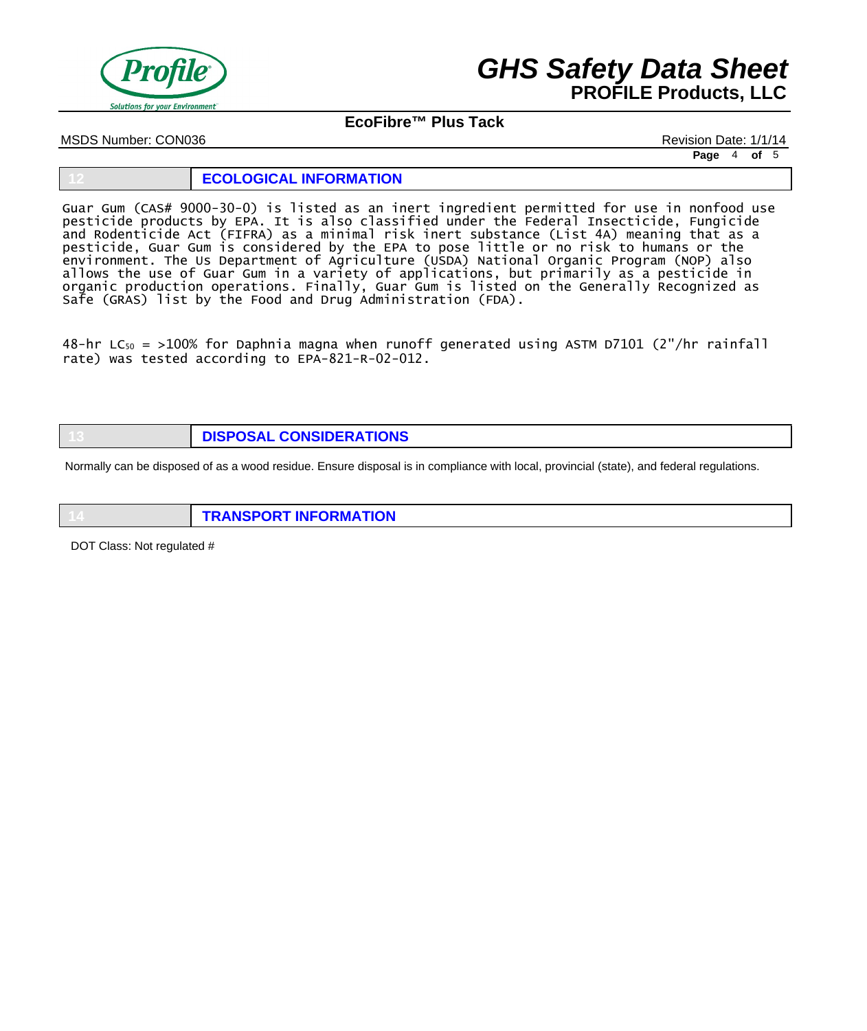## 12 ECOLOGICAL INFORMATION

Guar Gum (CAS# 9000-30-0) is listed as an inert ingredient permitted for use in nonfood use pesticide products by EPA. It is also classified under the Federal Insecticide, Fungicide and Rodenticide Act (FIFRA) as a minimal risk inert substance (List 4A) meaning that as a pesticide, Guar Gum is considered by the EPA to pose little or no risk to humans or the environment. The Us Department of Agriculture (USDA) National Organic Program (NOP) also allows the use of Guar Gum in a variety of applications, but primarily as a pesticide in organic production operations. Finally, Guar Gum is listed on the Generally Recognized as Safe (GRAS) list by the Food and Drug Administration (FDA).

48-hr $LC_{50}$ = >100% for Daphnia magna when runoff generated using ASTM D7101 (2"/hr rainfall rate) was tested according to EPA-821-R-02-012.

## 13 DISPOSAL CONSIDERATIONS

Normally can be disposed of as a wood residue. Ensure disposal is in compliance with local, provincial (state), and federal regulations.

## 14 TRANSPORT INFORMATION

DOT Class: Not regulated #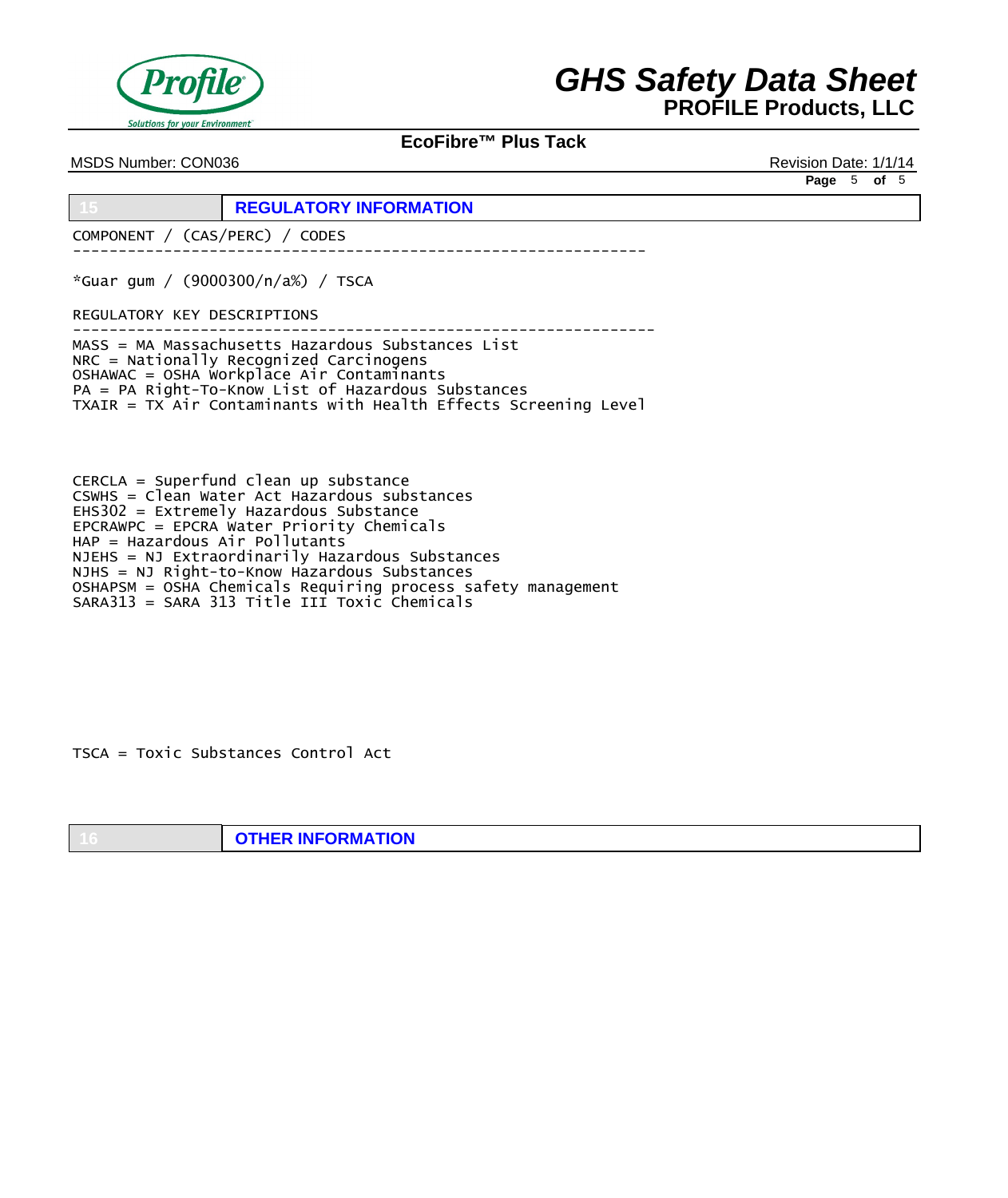## 15 REGULATORY INFORMATION

```
COMPONENT / (CAS/PERC) / CODES
----------------------------------------------------------------

*Guar gum / (9000300/n/a%) / TSCA

REGULATORY KEY DESCRIPTIONS
-----------------------------------------------------------------
MASS = MA Massachusetts Hazardous Substances List
NRC = Nationally Recognized Carcinogens
OSHAWAC = OSHA Workplace Air Contaminants
PA = PA Right-To-Know List of Hazardous Substances
TXAIR = TX Air Contaminants with Health Effects Screening Level


CERCLA = Superfund clean up substance
CSWHS = Clean Water Act Hazardous substances
EHS302 = Extremely Hazardous Substance
EPCRAWPC = EPCRA Water Priority Chemicals
HAP = Hazardous Air Pollutants
NJEHS = NJ Extraordinarily Hazardous Substances
NJHS = NJ Right-to-Know Hazardous Substances
OSHAPSM = OSHA Chemicals Requiring process safety management
SARA313 = SARA 313 Title III Toxic Chemicals


TSCA = Toxic Substances Control Act
```

## 16 OTHER INFORMATION